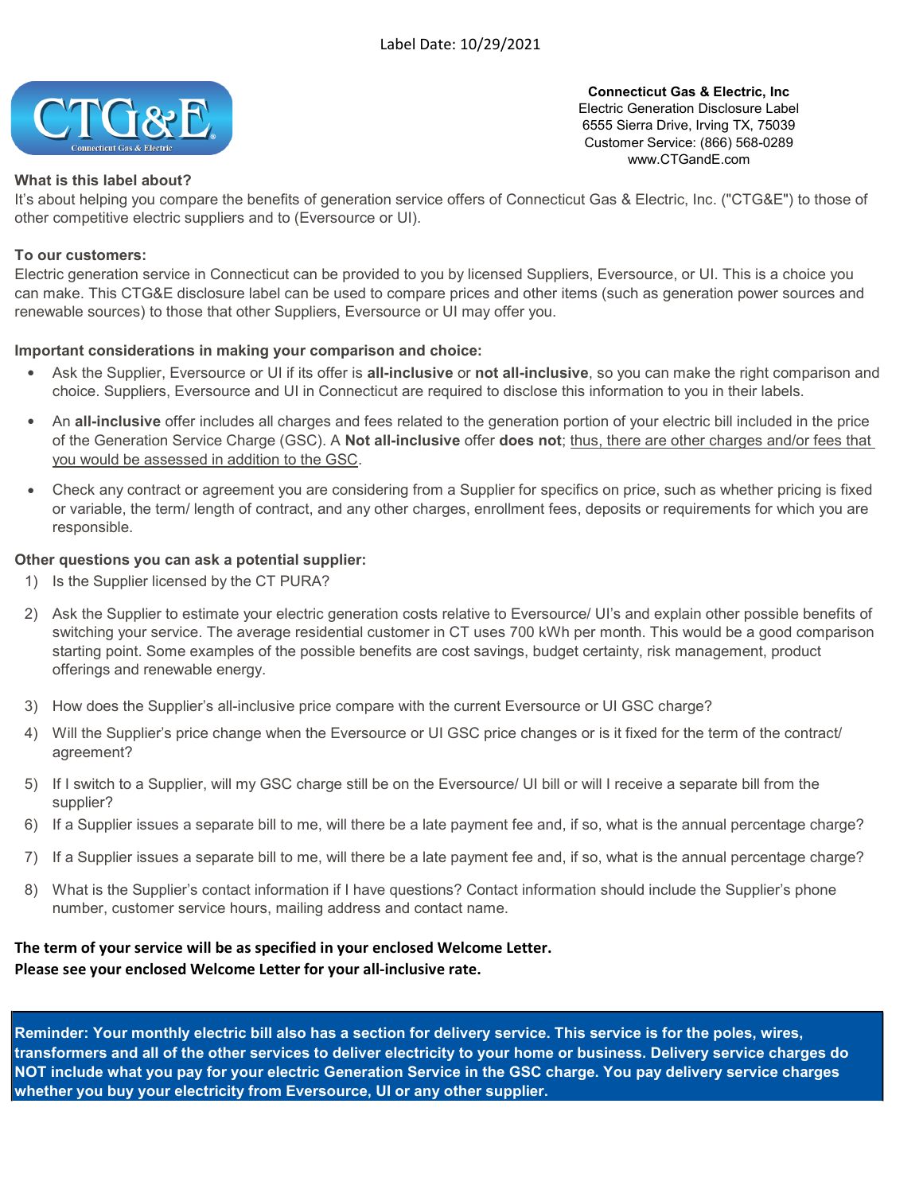Label Date: 10/29/2021

**Connecticut Gas & Electric, Inc**
Electric Generation Disclosure Label
6555 Sierra Drive, Irving TX, 75039
Customer Service: (866) 568-0289
www.CTGandE.com

**What is this label about?**

It's about helping you compare the benefits of generation service offers of Connecticut Gas & Electric, Inc. ("CTG&E") to those of other competitive electric suppliers and to (Eversource or UI).

**To our customers:**

Electric generation service in Connecticut can be provided to you by licensed Suppliers, Eversource, or UI. This is a choice you can make. This CTG&E disclosure label can be used to compare prices and other items (such as generation power sources and renewable sources) to those that other Suppliers, Eversource or UI may offer you.

**Important considerations in making your comparison and choice:**

- Ask the Supplier, Eversource or UI if its offer is **all-inclusive** or **not all-inclusive**, so you can make the right comparison and choice. Suppliers, Eversource and UI in Connecticut are required to disclose this information to you in their labels.
- An **all-inclusive** offer includes all charges and fees related to the generation portion of your electric bill included in the price of the Generation Service Charge (GSC). A **Not all-inclusive** offer **does not**; <u>thus, there are other charges and/or fees that you would be assessed in addition to the GSC</u>.
- Check any contract or agreement you are considering from a Supplier for specifics on price, such as whether pricing is fixed or variable, the term/ length of contract, and any other charges, enrollment fees, deposits or requirements for which you are responsible.

**Other questions you can ask a potential supplier:**

1) Is the Supplier licensed by the CT PURA?
2) Ask the Supplier to estimate your electric generation costs relative to Eversource/ UI's and explain other possible benefits of switching your service. The average residential customer in CT uses 700 kWh per month. This would be a good comparison starting point. Some examples of the possible benefits are cost savings, budget certainty, risk management, product offerings and renewable energy.
3) How does the Supplier's all-inclusive price compare with the current Eversource or UI GSC charge?
4) Will the Supplier's price change when the Eversource or UI GSC price changes or is it fixed for the term of the contract/ agreement?
5) If I switch to a Supplier, will my GSC charge still be on the Eversource/ UI bill or will I receive a separate bill from the supplier?
6) If a Supplier issues a separate bill to me, will there be a late payment fee and, if so, what is the annual percentage charge?
7) If a Supplier issues a separate bill to me, will there be a late payment fee and, if so, what is the annual percentage charge?
8) What is the Supplier's contact information if I have questions? Contact information should include the Supplier's phone number, customer service hours, mailing address and contact name.

**The term of your service will be as specified in your enclosed Welcome Letter.**
**Please see your enclosed Welcome Letter for your all-inclusive rate.**

**Reminder: Your monthly electric bill also has a section for delivery service. This service is for the poles, wires, transformers and all of the other services to deliver electricity to your home or business. Delivery service charges do NOT include what you pay for your electric Generation Service in the GSC charge. You pay delivery service charges whether you buy your electricity from Eversource, UI or any other supplier.**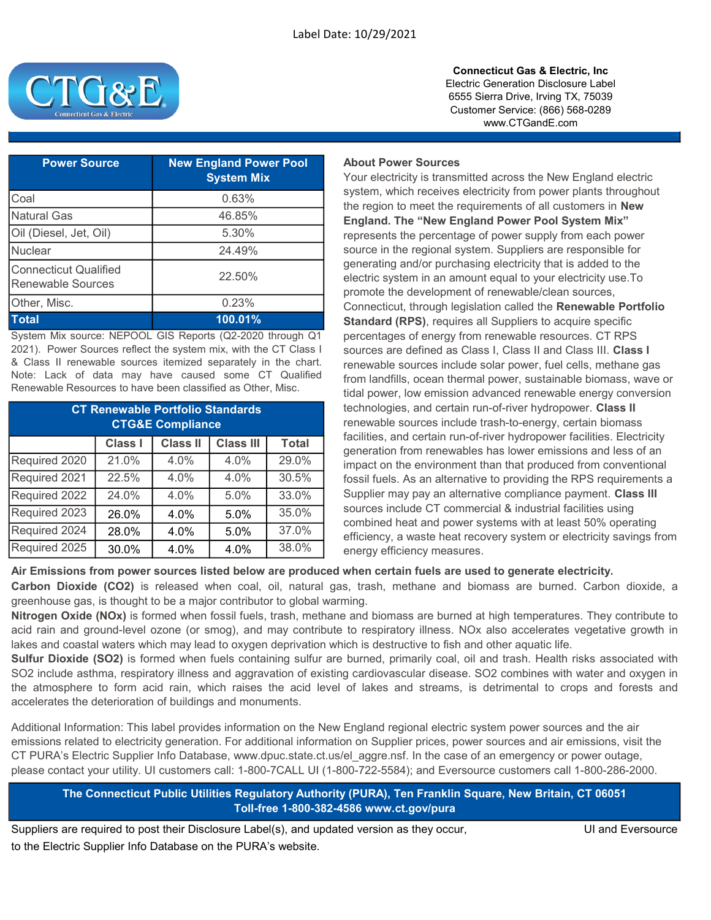Label Date: 10/29/2021

**Connecticut Gas & Electric, Inc**
Electric Generation Disclosure Label
6555 Sierra Drive, Irving TX, 75039
Customer Service: (866) 568-0289
www.CTGandE.com

| Power Source | New England Power Pool System Mix |
|---|---|
| Coal | 0.63% |
| Natural Gas | 46.85% |
| Oil (Diesel, Jet, Oil) | 5.30% |
| Nuclear | 24.49% |
| Connecticut Qualified Renewable Sources | 22.50% |
| Other, Misc. | 0.23% |
| **Total** | **100.01%** |

System Mix source: NEPOOL GIS Reports (Q2-2020 through Q1 2021). Power Sources reflect the system mix, with the CT Class I & Class II renewable sources itemized separately in the chart. Note: Lack of data may have caused some CT Qualified Renewable Resources to have been classified as Other, Misc.

| CT Renewable Portfolio Standards CTG&E Compliance | | | | |
|---|---|---|---|---|
| | Class I | Class II | Class III | Total |
| Required 2020 | 21.0% | 4.0% | 4.0% | 29.0% |
| Required 2021 | 22.5% | 4.0% | 4.0% | 30.5% |
| Required 2022 | 24.0% | 4.0% | 5.0% | 33.0% |
| Required 2023 | 26.0% | 4.0% | 5.0% | 35.0% |
| Required 2024 | 28.0% | 4.0% | 5.0% | 37.0% |
| Required 2025 | 30.0% | 4.0% | 4.0% | 38.0% |

**About Power Sources**

Your electricity is transmitted across the New England electric system, which receives electricity from power plants throughout the region to meet the requirements of all customers in **New England. The "New England Power Pool System Mix"** represents the percentage of power supply from each power source in the regional system. Suppliers are responsible for generating and/or purchasing electricity that is added to the electric system in an amount equal to your electricity use.To promote the development of renewable/clean sources, Connecticut, through legislation called the **Renewable Portfolio Standard (RPS)**, requires all Suppliers to acquire specific percentages of energy from renewable resources. CT RPS sources are defined as Class I, Class II and Class III. **Class I** renewable sources include solar power, fuel cells, methane gas from landfills, ocean thermal power, sustainable biomass, wave or tidal power, low emission advanced renewable energy conversion technologies, and certain run-of-river hydropower. **Class II** renewable sources include trash-to-energy, certain biomass facilities, and certain run-of-river hydropower facilities. Electricity generation from renewables has lower emissions and less of an impact on the environment than that produced from conventional fossil fuels. As an alternative to providing the RPS requirements a Supplier may pay an alternative compliance payment. **Class III** sources include CT commercial & industrial facilities using combined heat and power systems with at least 50% operating efficiency, a waste heat recovery system or electricity savings from energy efficiency measures.

**Air Emissions from power sources listed below are produced when certain fuels are used to generate electricity.**

**Carbon Dioxide ($CO_2$)** is released when coal, oil, natural gas, trash, methane and biomass are burned. Carbon dioxide, a greenhouse gas, is thought to be a major contributor to global warming.

**Nitrogen Oxide ($NO_x$)** is formed when fossil fuels, trash, methane and biomass are burned at high temperatures. They contribute to acid rain and ground-level ozone (or smog), and may contribute to respiratory illness. $NO_x$ also accelerates vegetative growth in lakes and coastal waters which may lead to oxygen deprivation which is destructive to fish and other aquatic life.

**Sulfur Dioxide ($SO_2$)** is formed when fuels containing sulfur are burned, primarily coal, oil and trash. Health risks associated with $SO_2$ include asthma, respiratory illness and aggravation of existing cardiovascular disease. $SO_2$ combines with water and oxygen in the atmosphere to form acid rain, which raises the acid level of lakes and streams, is detrimental to crops and forests and accelerates the deterioration of buildings and monuments.

Additional Information: This label provides information on the New England regional electric system power sources and the air emissions related to electricity generation. For additional information on Supplier prices, power sources and air emissions, visit the CT PURA's Electric Supplier Info Database, www.dpuc.state.ct.us/el_aggre.nsf. In the case of an emergency or power outage, please contact your utility. UI customers call: 1-800-7CALL UI (1-800-722-5584); and Eversource customers call 1-800-286-2000.

**The Connecticut Public Utilities Regulatory Authority (PURA), Ten Franklin Square, New Britain, CT 06051**
**Toll-free 1-800-382-4586 www.ct.gov/pura**

Suppliers are required to post their Disclosure Label(s), and updated version as they occur, to the Electric Supplier Info Database on the PURA's website.

UI and Eversource